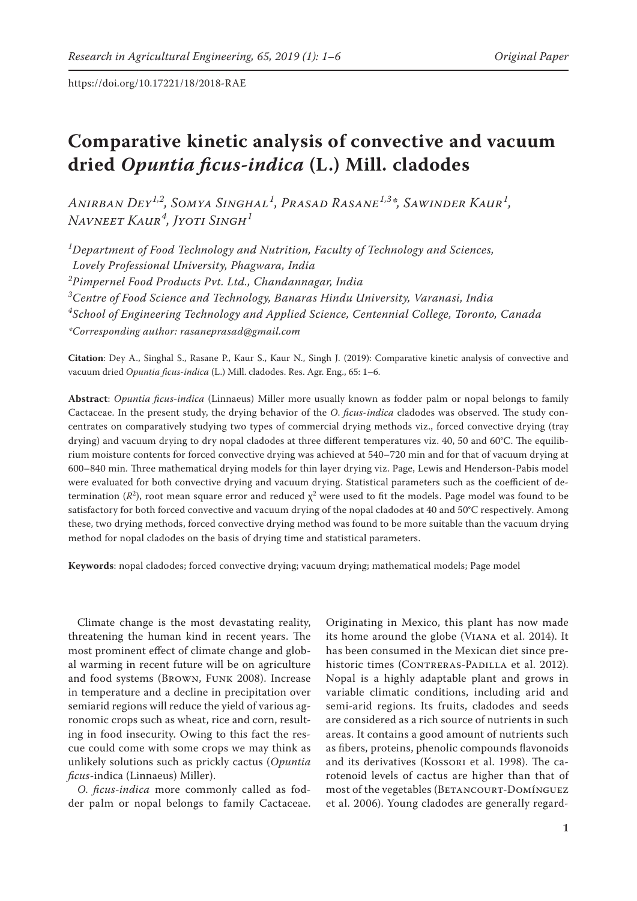https://doi.org/10.17221/18/2018-RAE

# Comparative kinetic analysis of convective and vacuum dried *Opuntia ficus-indica* (L.) Mill. cladodes

*Anirban Dey*[1,2], *Somya Singhal*[1], *Prasad Rasane*[1,3*], *Sawinder Kaur*[1], *Navneet Kaur*[4], *Jyoti Singh*[1]

[1]*Department of Food Technology and Nutrition, Faculty of Technology and Sciences, Lovely Professional University, Phagwara, India*
[2]*Pimpernel Food Products Pvt. Ltd., Chandannagar, India*
[3]*Centre of Food Science and Technology, Banaras Hindu University, Varanasi, India*
[4]*School of Engineering Technology and Applied Science, Centennial College, Toronto, Canada*
*\*Corresponding author: rasaneprasad@gmail.com*

**Citation**: Dey A., Singhal S., Rasane P., Kaur S., Kaur N., Singh J. (2019): Comparative kinetic analysis of convective and vacuum dried *Opuntia ficus-indica* (L.) Mill. cladodes. Res. Agr. Eng., 65: 1–6.

**Abstract**: *Opuntia ficus-indica* (Linnaeus) Miller more usually known as fodder palm or nopal belongs to family Cactaceae. In the present study, the drying behavior of the *O. ficus-indica* cladodes was observed. The study concentrates on comparatively studying two types of commercial drying methods viz., forced convective drying (tray drying) and vacuum drying to dry nopal cladodes at three different temperatures viz. 40, 50 and 60°C. The equilibrium moisture contents for forced convective drying was achieved at 540–720 min and for that of vacuum drying at 600–840 min. Three mathematical drying models for thin layer drying viz. Page, Lewis and Henderson-Pabis model were evaluated for both convective drying and vacuum drying. Statistical parameters such as the coefficient of determination ($R^2$), root mean square error and reduced $\chi^2$ were used to fit the models. Page model was found to be satisfactory for both forced convective and vacuum drying of the nopal cladodes at 40 and 50°C respectively. Among these, two drying methods, forced convective drying method was found to be more suitable than the vacuum drying method for nopal cladodes on the basis of drying time and statistical parameters.

**Keywords**: nopal cladodes; forced convective drying; vacuum drying; mathematical models; Page model

Climate change is the most devastating reality, threatening the human kind in recent years. The most prominent effect of climate change and global warming in recent future will be on agriculture and food systems (Brown, Funk 2008). Increase in temperature and a decline in precipitation over semiarid regions will reduce the yield of various agronomic crops such as wheat, rice and corn, resulting in food insecurity. Owing to this fact the rescue could come with some crops we may think as unlikely solutions such as prickly cactus (*Opuntia ficus*-indica (Linnaeus) Miller).

*O. ficus-indica* more commonly called as fodder palm or nopal belongs to family Cactaceae. Originating in Mexico, this plant has now made its home around the globe (Viana et al. 2014). It has been consumed in the Mexican diet since prehistoric times (Contreras-Padilla et al. 2012). Nopal is a highly adaptable plant and grows in variable climatic conditions, including arid and semi-arid regions. Its fruits, cladodes and seeds are considered as a rich source of nutrients in such areas. It contains a good amount of nutrients such as fibers, proteins, phenolic compounds flavonoids and its derivatives (Kossori et al. 1998). The carotenoid levels of cactus are higher than that of most of the vegetables (Betancourt-Domínguez et al. 2006). Young cladodes are generally regard-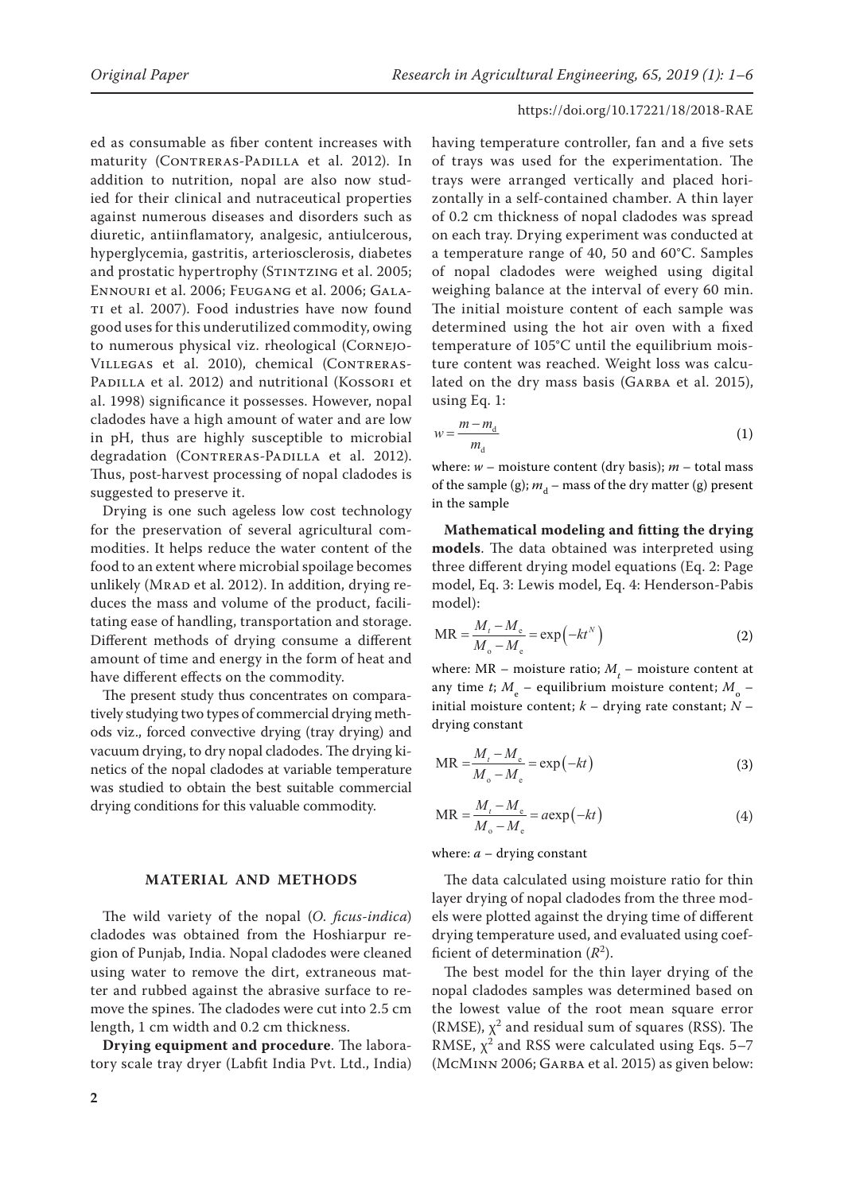ed as consumable as fiber content increases with maturity (Contreras-Padilla et al. 2012). In addition to nutrition, nopal are also now studied for their clinical and nutraceutical properties against numerous diseases and disorders such as diuretic, antiinflamatory, analgesic, antiulcerous, hyperglycemia, gastritis, arteriosclerosis, diabetes and prostatic hypertrophy (Stintzing et al. 2005; Ennouri et al. 2006; Feugang et al. 2006; Galati et al. 2007). Food industries have now found good uses for this underutilized commodity, owing to numerous physical viz. rheological (Cornejo-Villegas et al. 2010), chemical (Contreras-Padilla et al. 2012) and nutritional (Kossori et al. 1998) significance it possesses. However, nopal cladodes have a high amount of water and are low in pH, thus are highly susceptible to microbial degradation (Contreras-Padilla et al. 2012). Thus, post-harvest processing of nopal cladodes is suggested to preserve it.

Drying is one such ageless low cost technology for the preservation of several agricultural commodities. It helps reduce the water content of the food to an extent where microbial spoilage becomes unlikely (Mrad et al. 2012). In addition, drying reduces the mass and volume of the product, facilitating ease of handling, transportation and storage. Different methods of drying consume a different amount of time and energy in the form of heat and have different effects on the commodity.

The present study thus concentrates on comparatively studying two types of commercial drying methods viz., forced convective drying (tray drying) and vacuum drying, to dry nopal cladodes. The drying kinetics of the nopal cladodes at variable temperature was studied to obtain the best suitable commercial drying conditions for this valuable commodity.

## MATERIAL AND METHODS

The wild variety of the nopal (*O. ficus-indica*) cladodes was obtained from the Hoshiarpur region of Punjab, India. Nopal cladodes were cleaned using water to remove the dirt, extraneous matter and rubbed against the abrasive surface to remove the spines. The cladodes were cut into 2.5 cm length, 1 cm width and 0.2 cm thickness.

**Drying equipment and procedure**. The laboratory scale tray dryer (Labfit India Pvt. Ltd., India) having temperature controller, fan and a five sets of trays was used for the experimentation. The trays were arranged vertically and placed horizontally in a self-contained chamber. A thin layer of 0.2 cm thickness of nopal cladodes was spread on each tray. Drying experiment was conducted at a temperature range of 40, 50 and 60°C. Samples of nopal cladodes were weighed using digital weighing balance at the interval of every 60 min. The initial moisture content of each sample was determined using the hot air oven with a fixed temperature of 105°C until the equilibrium moisture content was reached. Weight loss was calculated on the dry mass basis (Garba et al. 2015), using Eq. 1:

$$w = \frac{m - m_d}{m_d} \tag{1}$$

where: $w$ – moisture content (dry basis); $m$ – total mass of the sample (g); $m_d$ – mass of the dry matter (g) present in the sample

**Mathematical modeling and fitting the drying models**. The data obtained was interpreted using three different drying model equations (Eq. 2: Page model, Eq. 3: Lewis model, Eq. 4: Henderson-Pabis model):

$$\text{MR} = \frac{M_t - M_e}{M_o - M_e} = \exp\left(-kt^N\right) \tag{2}$$

where: MR – moisture ratio; $M_t$ – moisture content at any time $t$; $M_e$ – equilibrium moisture content; $M_o$ – initial moisture content; $k$ – drying rate constant; $N$ – drying constant

$$\text{MR} = \frac{M_t - M_e}{M_o - M_e} = \exp\left(-kt\right) \tag{3}$$

$$\text{MR} = \frac{M_t - M_e}{M_o - M_e} = a\exp\left(-kt\right) \tag{4}$$

where: $a$ – drying constant

The data calculated using moisture ratio for thin layer drying of nopal cladodes from the three models were plotted against the drying time of different drying temperature used, and evaluated using coefficient of determination ($R^2$).

The best model for the thin layer drying of the nopal cladodes samples was determined based on the lowest value of the root mean square error (RMSE), $\chi^2$ and residual sum of squares (RSS). The RMSE, $\chi^2$ and RSS were calculated using Eqs. 5–7 (McMinn 2006; Garba et al. 2015) as given below: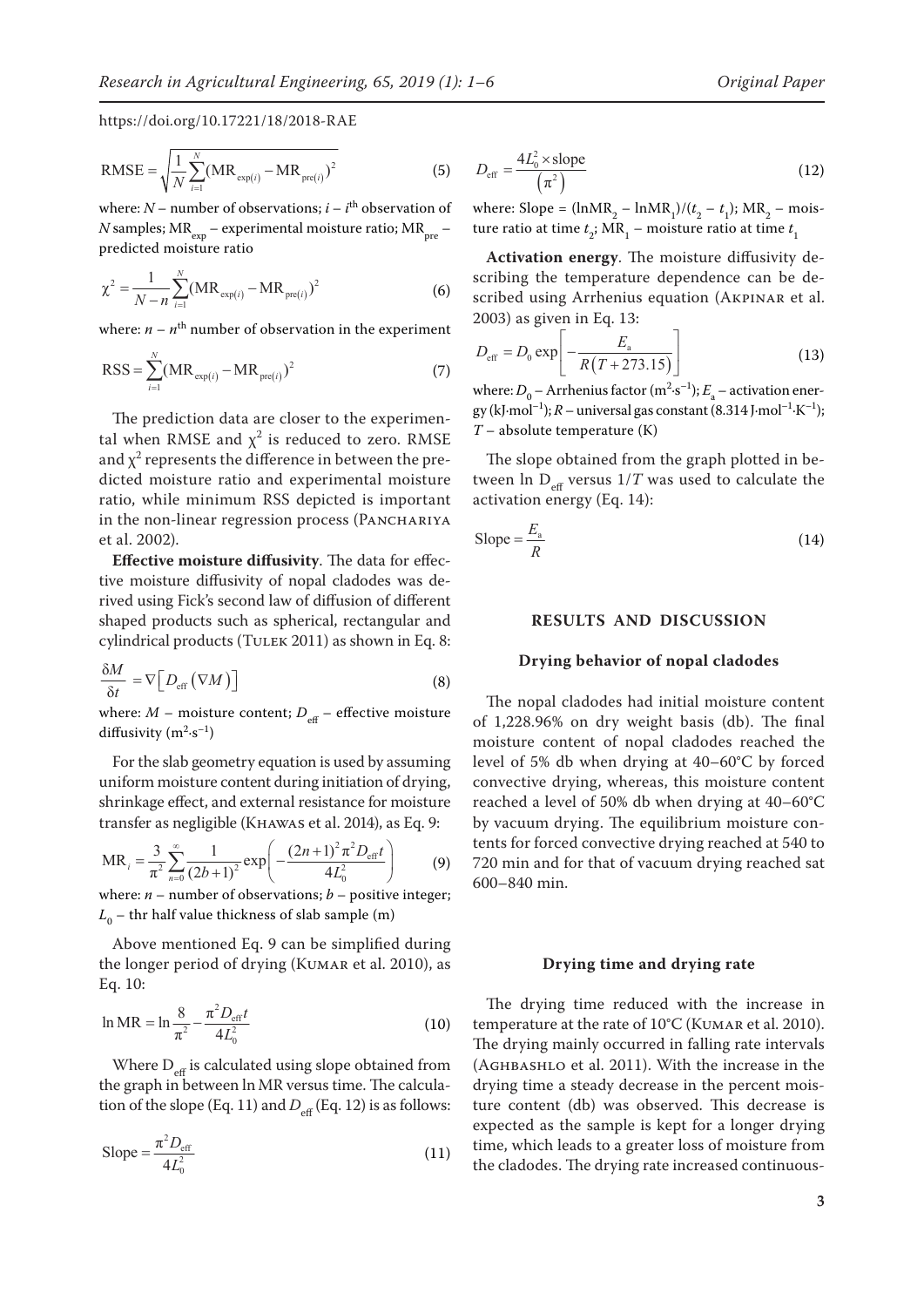https://doi.org/10.17221/18/2018-RAE

$$\mathrm{RMSE}=\sqrt{\frac{1}{N}\sum_{i=1}^{N}(\mathrm{MR}_{\exp(i)}-\mathrm{MR}_{\mathrm{pre}(i)})^2} \tag{5}$$

where: $N$ – number of observations; $i$ – $i^{\text{th}}$ observation of $N$ samples; $\mathrm{MR}_{\exp}$ – experimental moisture ratio; $\mathrm{MR}_{\mathrm{pre}}$ – predicted moisture ratio

$$\chi^2=\frac{1}{N-n}\sum_{i=1}^{N}(\mathrm{MR}_{\exp(i)}-\mathrm{MR}_{\mathrm{pre}(i)})^2 \tag{6}$$

where: $n$ – $n^{\text{th}}$ number of observation in the experiment

$$\mathrm{RSS}=\sum_{i=1}^{N}(\mathrm{MR}_{\exp(i)}-\mathrm{MR}_{\mathrm{pre}(i)})^2 \tag{7}$$

The prediction data are closer to the experimental when RMSE and $\chi^2$ is reduced to zero. RMSE and $\chi^2$ represents the difference in between the predicted moisture ratio and experimental moisture ratio, while minimum RSS depicted is important in the non-linear regression process (Panchariya et al. 2002).

**Effective moisture diffusivity**. The data for effective moisture diffusivity of nopal cladodes was derived using Fick's second law of diffusion of different shaped products such as spherical, rectangular and cylindrical products (Tulek 2011) as shown in Eq. 8:

$$\frac{\delta M}{\delta t}=\nabla\left[D_{\mathrm{eff}}\left(\nabla M\right)\right] \tag{8}$$

where: $M$ – moisture content; $D_{\mathrm{eff}}$ – effective moisture diffusivity ($\mathrm{m^2 \cdot s^{-1}}$)

For the slab geometry equation is used by assuming uniform moisture content during initiation of drying, shrinkage effect, and external resistance for moisture transfer as negligible (Khawas et al. 2014), as Eq. 9:

$$\mathrm{MR}_i=\frac{3}{\pi^2}\sum_{n=0}^{\infty}\frac{1}{(2b+1)^2}\exp\left(-\frac{(2n+1)^2\pi^2 D_{\mathrm{eff}}t}{4L_0^2}\right) \tag{9}$$

where: $n$ – number of observations; $b$ – positive integer; $L_0$ – thr half value thickness of slab sample (m)

Above mentioned Eq. 9 can be simplified during the longer period of drying (Kumar et al. 2010), as Eq. 10:

$$\ln \mathrm{MR}=\ln\frac{8}{\pi^2}-\frac{\pi^2 D_{\mathrm{eff}}t}{4L_0^2} \tag{10}$$

Where $D_{\mathrm{eff}}$ is calculated using slope obtained from the graph in between ln MR versus time. The calculation of the slope (Eq. 11) and $D_{\mathrm{eff}}$ (Eq. 12) is as follows:

$$\mathrm{Slope}=\frac{\pi^2 D_{\mathrm{eff}}}{4L_0^2} \tag{11}$$

$$D_{\mathrm{eff}}=\frac{4L_0^2\times\mathrm{slope}}{\left(\pi^2\right)} \tag{12}$$

where: Slope = $(\ln\mathrm{MR}_2-\ln\mathrm{MR}_1)/(t_2-t_1)$; $\mathrm{MR}_2$ – moisture ratio at time $t_2$; $\mathrm{MR}_1$ – moisture ratio at time $t_1$

**Activation energy**. The moisture diffusivity describing the temperature dependence can be described using Arrhenius equation (Akpinar et al. 2003) as given in Eq. 13:

$$D_{\mathrm{eff}}=D_0\exp\left[-\frac{E_{\mathrm{a}}}{R\left(T+273.15\right)}\right] \tag{13}$$

where: $D_0$ – Arrhenius factor ($\mathrm{m^2 \cdot s^{-1}}$); $E_{\mathrm{a}}$ – activation energy ($\mathrm{kJ \cdot mol^{-1}}$); $R$ – universal gas constant (8.314 $\mathrm{J \cdot mol^{-1} \cdot K^{-1}}$); $T$ – absolute temperature (K)

The slope obtained from the graph plotted in between ln $D_{\mathrm{eff}}$ versus $1/T$ was used to calculate the activation energy (Eq. 14):

$$\mathrm{Slope}=\frac{E_{\mathrm{a}}}{R} \tag{14}$$

## RESULTS AND DISCUSSION

### Drying behavior of nopal cladodes

The nopal cladodes had initial moisture content of 1,228.96% on dry weight basis (db). The final moisture content of nopal cladodes reached the level of 5% db when drying at 40–60°C by forced convective drying, whereas, this moisture content reached a level of 50% db when drying at 40–60°C by vacuum drying. The equilibrium moisture contents for forced convective drying reached at 540 to 720 min and for that of vacuum drying reached sat 600–840 min.

### Drying time and drying rate

The drying time reduced with the increase in temperature at the rate of 10°C (Kumar et al. 2010). The drying mainly occurred in falling rate intervals (Aghbashlo et al. 2011). With the increase in the drying time a steady decrease in the percent moisture content (db) was observed. This decrease is expected as the sample is kept for a longer drying time, which leads to a greater loss of moisture from the cladodes. The drying rate increased continuous-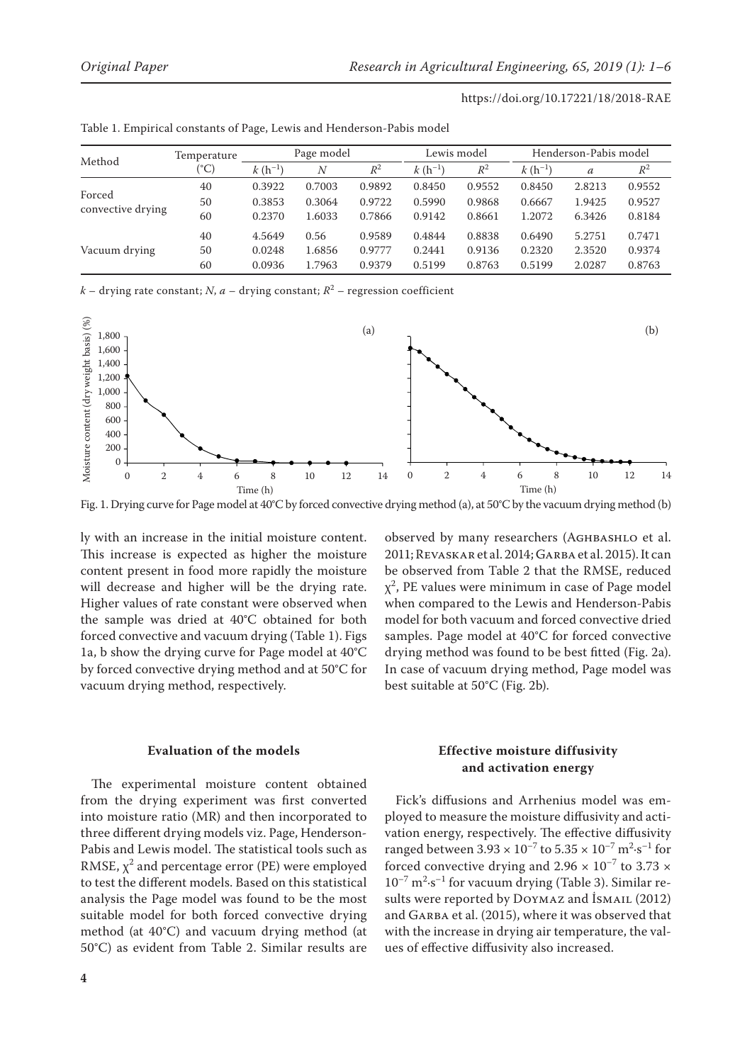Table 1. Empirical constants of Page, Lewis and Henderson-Pabis model

| Method | Temperature (°C) | Page model | | | Lewis model | | Henderson-Pabis model | | |
|---|---|---|---|---|---|---|---|---|---|
| | | $k$ ($h^{-1}$) | $N$ | $R^2$ | $k$ ($h^{-1}$) | $R^2$ | $k$ ($h^{-1}$) | $a$ | $R^2$ |
| Forced convective drying | 40 | 0.3922 | 0.7003 | 0.9892 | 0.8450 | 0.9552 | 0.8450 | 2.8213 | 0.9552 |
| | 50 | 0.3853 | 0.3064 | 0.9722 | 0.5990 | 0.9868 | 0.6667 | 1.9425 | 0.9527 |
| | 60 | 0.2370 | 1.6033 | 0.7866 | 0.9142 | 0.8661 | 1.2072 | 6.3426 | 0.8184 |
| Vacuum drying | 40 | 4.5649 | 0.56 | 0.9589 | 0.4844 | 0.8838 | 0.6490 | 5.2751 | 0.7471 |
| | 50 | 0.0248 | 1.6856 | 0.9777 | 0.2441 | 0.9136 | 0.2320 | 2.3520 | 0.9374 |
| | 60 | 0.0936 | 1.7963 | 0.9379 | 0.5199 | 0.8763 | 0.5199 | 2.0287 | 0.8763 |

$k$ – drying rate constant; $N$, $a$ – drying constant; $R^2$ – regression coefficient

Fig. 1. Drying curve for Page model at 40°C by forced convective drying method (a), at 50°C by the vacuum drying method (b)

ly with an increase in the initial moisture content. This increase is expected as higher the moisture content present in food more rapidly the moisture will decrease and higher will be the drying rate. Higher values of rate constant were observed when the sample was dried at 40°C obtained for both forced convective and vacuum drying (Table 1). Figs 1a, b show the drying curve for Page model at 40°C by forced convective drying method and at 50°C for vacuum drying method, respectively.

#### Evaluation of the models

The experimental moisture content obtained from the drying experiment was first converted into moisture ratio (MR) and then incorporated to three different drying models viz. Page, Henderson-Pabis and Lewis model. The statistical tools such as RMSE, $\chi^2$ and percentage error (PE) were employed to test the different models. Based on this statistical analysis the Page model was found to be the most suitable model for both forced convective drying method (at 40°C) and vacuum drying method (at 50°C) as evident from Table 2. Similar results are observed by many researchers (Aghbashlo et al. 2011; Revaskar et al. 2014; Garba et al. 2015). It can be observed from Table 2 that the RMSE, reduced $\chi^2$, PE values were minimum in case of Page model when compared to the Lewis and Henderson-Pabis model for both vacuum and forced convective dried samples. Page model at 40°C for forced convective drying method was found to be best fitted (Fig. 2a). In case of vacuum drying method, Page model was best suitable at 50°C (Fig. 2b).

#### Effective moisture diffusivity and activation energy

Fick's diffusions and Arrhenius model was employed to measure the moisture diffusivity and activation energy, respectively. The effective diffusivity ranged between $3.93 \times 10^{-7}$ to $5.35 \times 10^{-7}$ $m^2 \cdot s^{-1}$ for forced convective drying and $2.96 \times 10^{-7}$ to $3.73 \times 10^{-7}$ $m^2 \cdot s^{-1}$ for vacuum drying (Table 3). Similar results were reported by Doymaz and İsmail (2012) and Garba et al. (2015), where it was observed that with the increase in drying air temperature, the values of effective diffusivity also increased.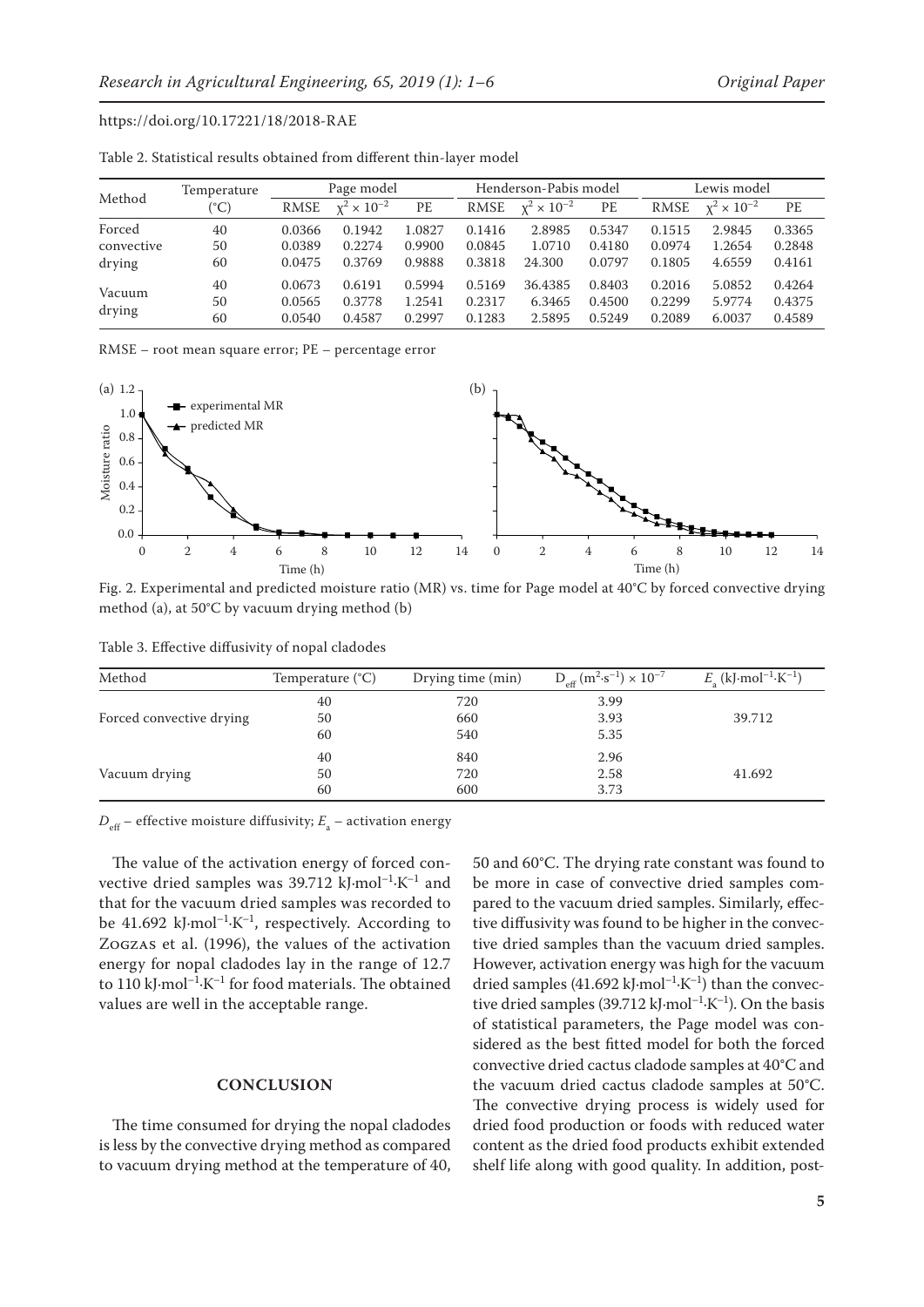Table 2. Statistical results obtained from different thin-layer model

| Method | Temperature (°C) | Page model | | | Henderson-Pabis model | | | Lewis model | | |
|---|---|---|---|---|---|---|---|---|---|---|
| | | RMSE | $\chi^2 \times 10^{-2}$ | PE | RMSE | $\chi^2 \times 10^{-2}$ | PE | RMSE | $\chi^2 \times 10^{-2}$ | PE |
| Forced convective drying | 40 | 0.0366 | 0.1942 | 1.0827 | 0.1416 | 2.8985 | 0.5347 | 0.1515 | 2.9845 | 0.3365 |
| | 50 | 0.0389 | 0.2274 | 0.9900 | 0.0845 | 1.0710 | 0.4180 | 0.0974 | 1.2654 | 0.2848 |
| | 60 | 0.0475 | 0.3769 | 0.9888 | 0.3818 | 24.300 | 0.0797 | 0.1805 | 4.6559 | 0.4161 |
| Vacuum drying | 40 | 0.0673 | 0.6191 | 0.5994 | 0.5169 | 36.4385 | 0.8403 | 0.2016 | 5.0852 | 0.4264 |
| | 50 | 0.0565 | 0.3778 | 1.2541 | 0.2317 | 6.3465 | 0.4500 | 0.2299 | 5.9774 | 0.4375 |
| | 60 | 0.0540 | 0.4587 | 0.2997 | 0.1283 | 2.5895 | 0.5249 | 0.2089 | 6.0037 | 0.4589 |

RMSE – root mean square error; PE – percentage error

Fig. 2. Experimental and predicted moisture ratio (MR) vs. time for Page model at 40°C by forced convective drying method (a), at 50°C by vacuum drying method (b)

Table 3. Effective diffusivity of nopal cladodes

| Method | Temperature (°C) | Drying time (min) | $D_{eff}$ ($m^2 \cdot s^{-1}$) $\times 10^{-7}$ | $E_a$ ($kJ \cdot mol^{-1} \cdot K^{-1}$) |
|---|---|---|---|---|
| Forced convective drying | 40 | 720 | 3.99 | 39.712 |
| | 50 | 660 | 3.93 | |
| | 60 | 540 | 5.35 | |
| Vacuum drying | 40 | 840 | 2.96 | 41.692 |
| | 50 | 720 | 2.58 | |
| | 60 | 600 | 3.73 | |

$D_{eff}$ – effective moisture diffusivity; $E_a$ – activation energy

The value of the activation energy of forced convective dried samples was 39.712 $kJ \cdot mol^{-1} \cdot K^{-1}$ and that for the vacuum dried samples was recorded to be 41.692 $kJ \cdot mol^{-1} \cdot K^{-1}$, respectively. According to Zogzas et al. (1996), the values of the activation energy for nopal cladodes lay in the range of 12.7 to 110 $kJ \cdot mol^{-1} \cdot K^{-1}$ for food materials. The obtained values are well in the acceptable range.

## CONCLUSION

The time consumed for drying the nopal cladodes is less by the convective drying method as compared to vacuum drying method at the temperature of 40, 50 and 60°C. The drying rate constant was found to be more in case of convective dried samples compared to the vacuum dried samples. Similarly, effective diffusivity was found to be higher in the convective dried samples than the vacuum dried samples. However, activation energy was high for the vacuum dried samples (41.692 $kJ \cdot mol^{-1} \cdot K^{-1}$) than the convective dried samples (39.712 $kJ \cdot mol^{-1} \cdot K^{-1}$). On the basis of statistical parameters, the Page model was considered as the best fitted model for both the forced convective dried cactus cladode samples at 40°C and the vacuum dried cactus cladode samples at 50°C. The convective drying process is widely used for dried food production or foods with reduced water content as the dried food products exhibit extended shelf life along with good quality. In addition, post-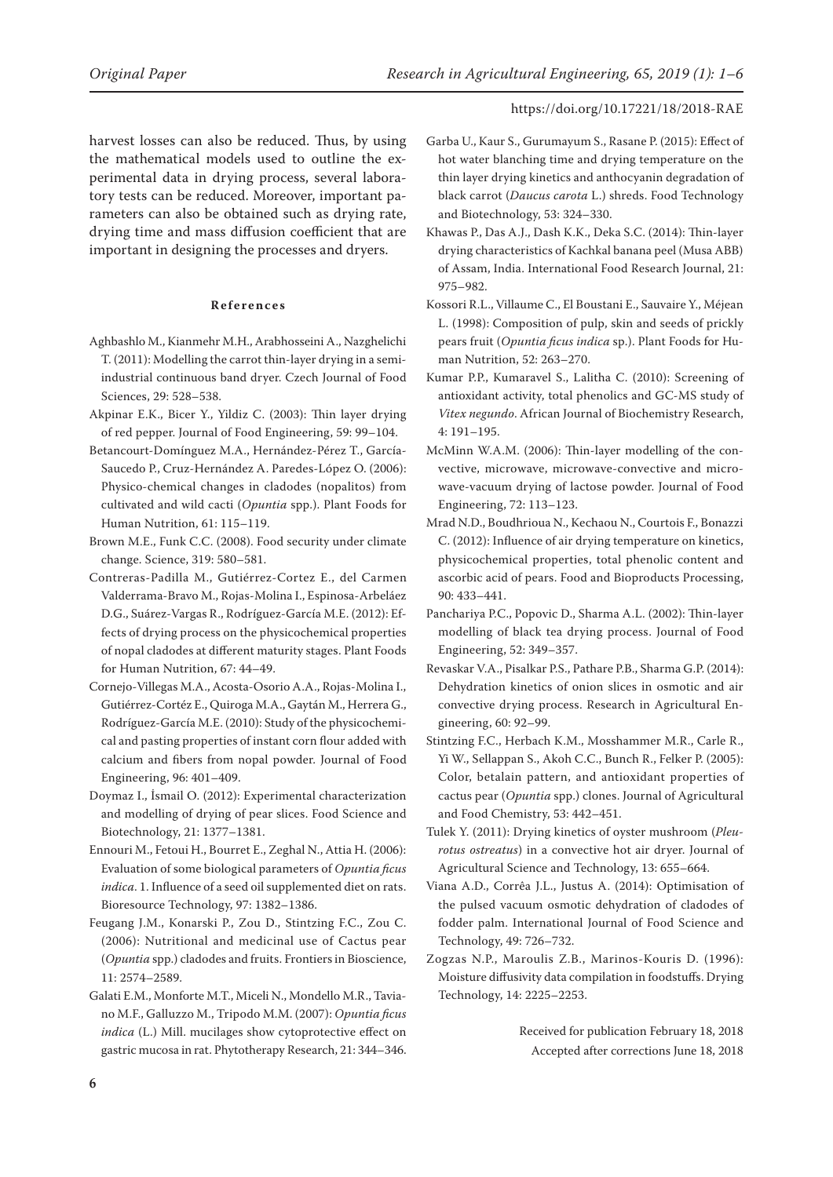harvest losses can also be reduced. Thus, by using the mathematical models used to outline the experimental data in drying process, several laboratory tests can be reduced. Moreover, important parameters can also be obtained such as drying rate, drying time and mass diffusion coefficient that are important in designing the processes and dryers.

## References

Aghbashlo M., Kianmehr M.H., Arabhosseini A., Nazghelichi T. (2011): Modelling the carrot thin-layer drying in a semi-industrial continuous band dryer. Czech Journal of Food Sciences, 29: 528–538.

Akpinar E.K., Bicer Y., Yildiz C. (2003): Thin layer drying of red pepper. Journal of Food Engineering, 59: 99–104.

Betancourt-Domínguez M.A., Hernández-Pérez T., García-Saucedo P., Cruz-Hernández A. Paredes-López O. (2006): Physico-chemical changes in cladodes (nopalitos) from cultivated and wild cacti (*Opuntia* spp.). Plant Foods for Human Nutrition, 61: 115–119.

Brown M.E., Funk C.C. (2008). Food security under climate change. Science, 319: 580–581.

Contreras-Padilla M., Gutiérrez-Cortez E., del Carmen Valderrama-Bravo M., Rojas-Molina I., Espinosa-Arbeláez D.G., Suárez-Vargas R., Rodríguez-García M.E. (2012): Effects of drying process on the physicochemical properties of nopal cladodes at different maturity stages. Plant Foods for Human Nutrition, 67: 44–49.

Cornejo-Villegas M.A., Acosta-Osorio A.A., Rojas-Molina I., Gutiérrez-Cortéz E., Quiroga M.A., Gaytán M., Herrera G., Rodríguez-García M.E. (2010): Study of the physicochemical and pasting properties of instant corn flour added with calcium and fibers from nopal powder. Journal of Food Engineering, 96: 401–409.

Doymaz I., İsmail O. (2012): Experimental characterization and modelling of drying of pear slices. Food Science and Biotechnology, 21: 1377–1381.

Ennouri M., Fetoui H., Bourret E., Zeghal N., Attia H. (2006): Evaluation of some biological parameters of *Opuntia ficus indica*. 1. Influence of a seed oil supplemented diet on rats. Bioresource Technology, 97: 1382–1386.

Feugang J.M., Konarski P., Zou D., Stintzing F.C., Zou C. (2006): Nutritional and medicinal use of Cactus pear (*Opuntia* spp.) cladodes and fruits. Frontiers in Bioscience, 11: 2574–2589.

Galati E.M., Monforte M.T., Miceli N., Mondello M.R., Taviano M.F., Galluzzo M., Tripodo M.M. (2007): *Opuntia ficus indica* (L.) Mill. mucilages show cytoprotective effect on gastric mucosa in rat. Phytotherapy Research, 21: 344–346.

Garba U., Kaur S., Gurumayum S., Rasane P. (2015): Effect of hot water blanching time and drying temperature on the thin layer drying kinetics and anthocyanin degradation of black carrot (*Daucus carota* L.) shreds. Food Technology and Biotechnology, 53: 324–330.

Khawas P., Das A.J., Dash K.K., Deka S.C. (2014): Thin-layer drying characteristics of Kachkal banana peel (Musa ABB) of Assam, India. International Food Research Journal, 21: 975–982.

Kossori R.L., Villaume C., El Boustani E., Sauvaire Y., Méjean L. (1998): Composition of pulp, skin and seeds of prickly pears fruit (*Opuntia ficus indica* sp.). Plant Foods for Human Nutrition, 52: 263–270.

Kumar P.P., Kumaravel S., Lalitha C. (2010): Screening of antioxidant activity, total phenolics and GC-MS study of *Vitex negundo*. African Journal of Biochemistry Research, 4: 191–195.

McMinn W.A.M. (2006): Thin-layer modelling of the convective, microwave, microwave-convective and microwave-vacuum drying of lactose powder. Journal of Food Engineering, 72: 113–123.

Mrad N.D., Boudhrioua N., Kechaou N., Courtois F., Bonazzi C. (2012): Influence of air drying temperature on kinetics, physicochemical properties, total phenolic content and ascorbic acid of pears. Food and Bioproducts Processing, 90: 433–441.

Panchariya P.C., Popovic D., Sharma A.L. (2002): Thin-layer modelling of black tea drying process. Journal of Food Engineering, 52: 349–357.

Revaskar V.A., Pisalkar P.S., Pathare P.B., Sharma G.P. (2014): Dehydration kinetics of onion slices in osmotic and air convective drying process. Research in Agricultural Engineering, 60: 92–99.

Stintzing F.C., Herbach K.M., Mosshammer M.R., Carle R., Yi W., Sellappan S., Akoh C.C., Bunch R., Felker P. (2005): Color, betalain pattern, and antioxidant properties of cactus pear (*Opuntia* spp.) clones. Journal of Agricultural and Food Chemistry, 53: 442–451.

Tulek Y. (2011): Drying kinetics of oyster mushroom (*Pleurotus ostreatus*) in a convective hot air dryer. Journal of Agricultural Science and Technology, 13: 655–664.

Viana A.D., Corrêa J.L., Justus A. (2014): Optimisation of the pulsed vacuum osmotic dehydration of cladodes of fodder palm. International Journal of Food Science and Technology, 49: 726–732.

Zogzas N.P., Maroulis Z.B., Marinos-Kouris D. (1996): Moisture diffusivity data compilation in foodstuffs. Drying Technology, 14: 2225–2253.

Received for publication February 18, 2018
Accepted after corrections June 18, 2018